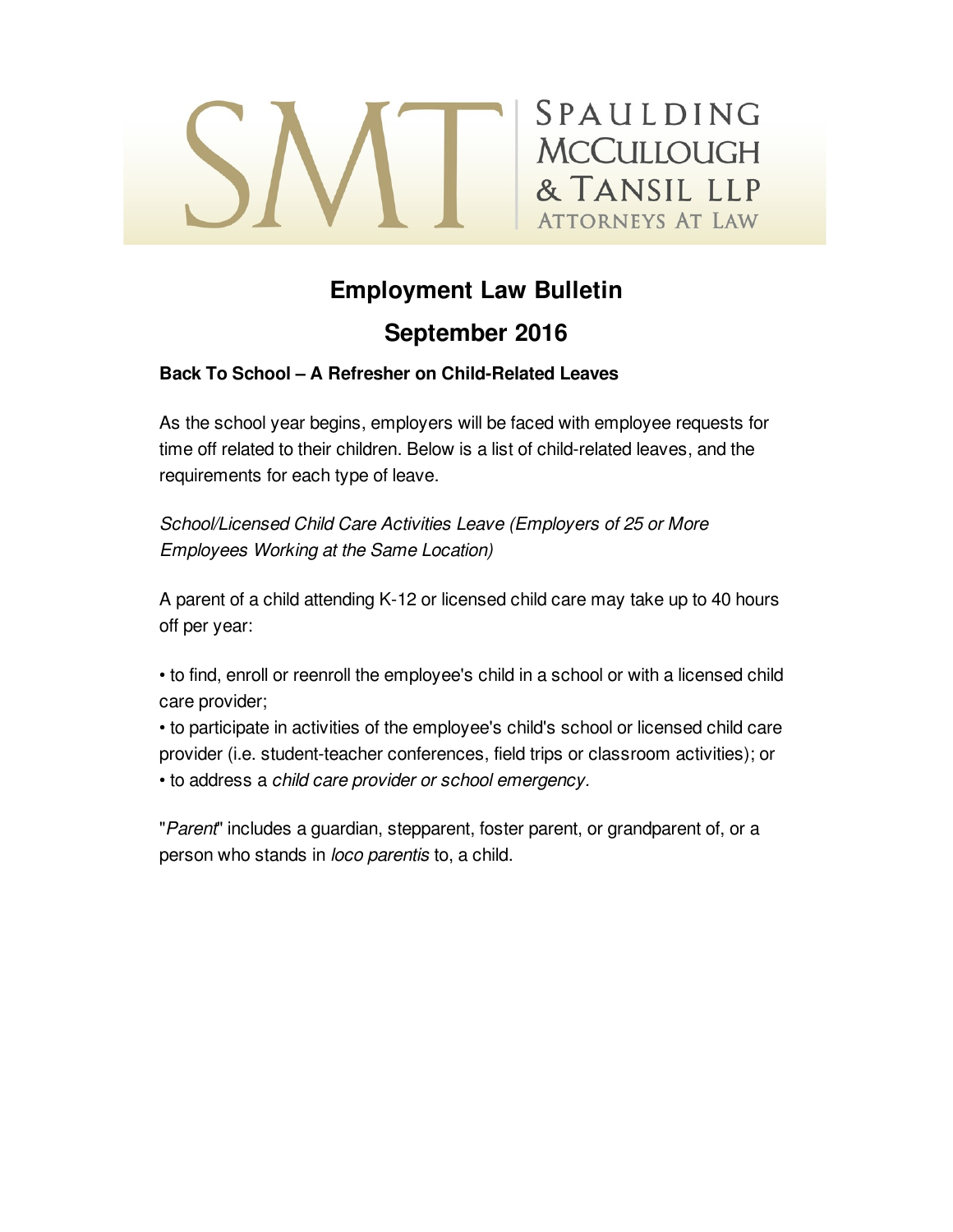SPAULDING McCULLOUGH & TANSIL LLP
ATTORNEYS AT LAW

# Employment Law Bulletin

## September 2016

**Back To School – A Refresher on Child-Related Leaves**

As the school year begins, employers will be faced with employee requests for time off related to their children. Below is a list of child-related leaves, and the requirements for each type of leave.

*School/Licensed Child Care Activities Leave (Employers of 25 or More Employees Working at the Same Location)*

A parent of a child attending K-12 or licensed child care may take up to 40 hours off per year:

- to find, enroll or reenroll the employee's child in a school or with a licensed child care provider;
- to participate in activities of the employee's child's school or licensed child care provider (i.e. student-teacher conferences, field trips or classroom activities); or
- to address a *child care provider or school emergency.*

"*Parent*" includes a guardian, stepparent, foster parent, or grandparent of, or a person who stands in *loco parentis* to, a child.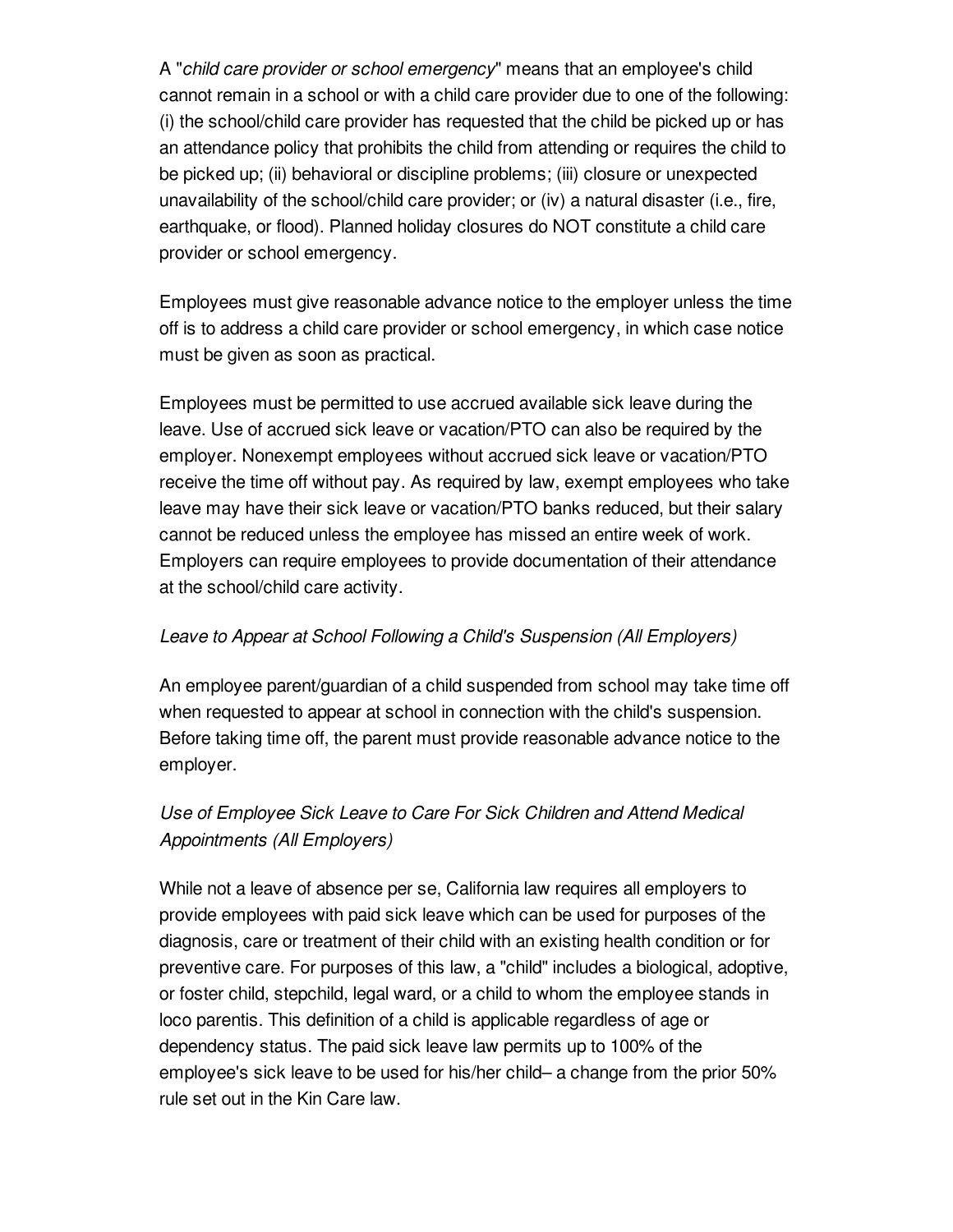A "*child care provider or school emergency*" means that an employee's child cannot remain in a school or with a child care provider due to one of the following: (i) the school/child care provider has requested that the child be picked up or has an attendance policy that prohibits the child from attending or requires the child to be picked up; (ii) behavioral or discipline problems; (iii) closure or unexpected unavailability of the school/child care provider; or (iv) a natural disaster (i.e., fire, earthquake, or flood). Planned holiday closures do NOT constitute a child care provider or school emergency.

Employees must give reasonable advance notice to the employer unless the time off is to address a child care provider or school emergency, in which case notice must be given as soon as practical.

Employees must be permitted to use accrued available sick leave during the leave. Use of accrued sick leave or vacation/PTO can also be required by the employer. Nonexempt employees without accrued sick leave or vacation/PTO receive the time off without pay. As required by law, exempt employees who take leave may have their sick leave or vacation/PTO banks reduced, but their salary cannot be reduced unless the employee has missed an entire week of work. Employers can require employees to provide documentation of their attendance at the school/child care activity.

*Leave to Appear at School Following a Child's Suspension (All Employers)*

An employee parent/guardian of a child suspended from school may take time off when requested to appear at school in connection with the child's suspension. Before taking time off, the parent must provide reasonable advance notice to the employer.

*Use of Employee Sick Leave to Care For Sick Children and Attend Medical Appointments (All Employers)*

While not a leave of absence per se, California law requires all employers to provide employees with paid sick leave which can be used for purposes of the diagnosis, care or treatment of their child with an existing health condition or for preventive care. For purposes of this law, a "child" includes a biological, adoptive, or foster child, stepchild, legal ward, or a child to whom the employee stands in loco parentis. This definition of a child is applicable regardless of age or dependency status. The paid sick leave law permits up to 100% of the employee's sick leave to be used for his/her child– a change from the prior 50% rule set out in the Kin Care law.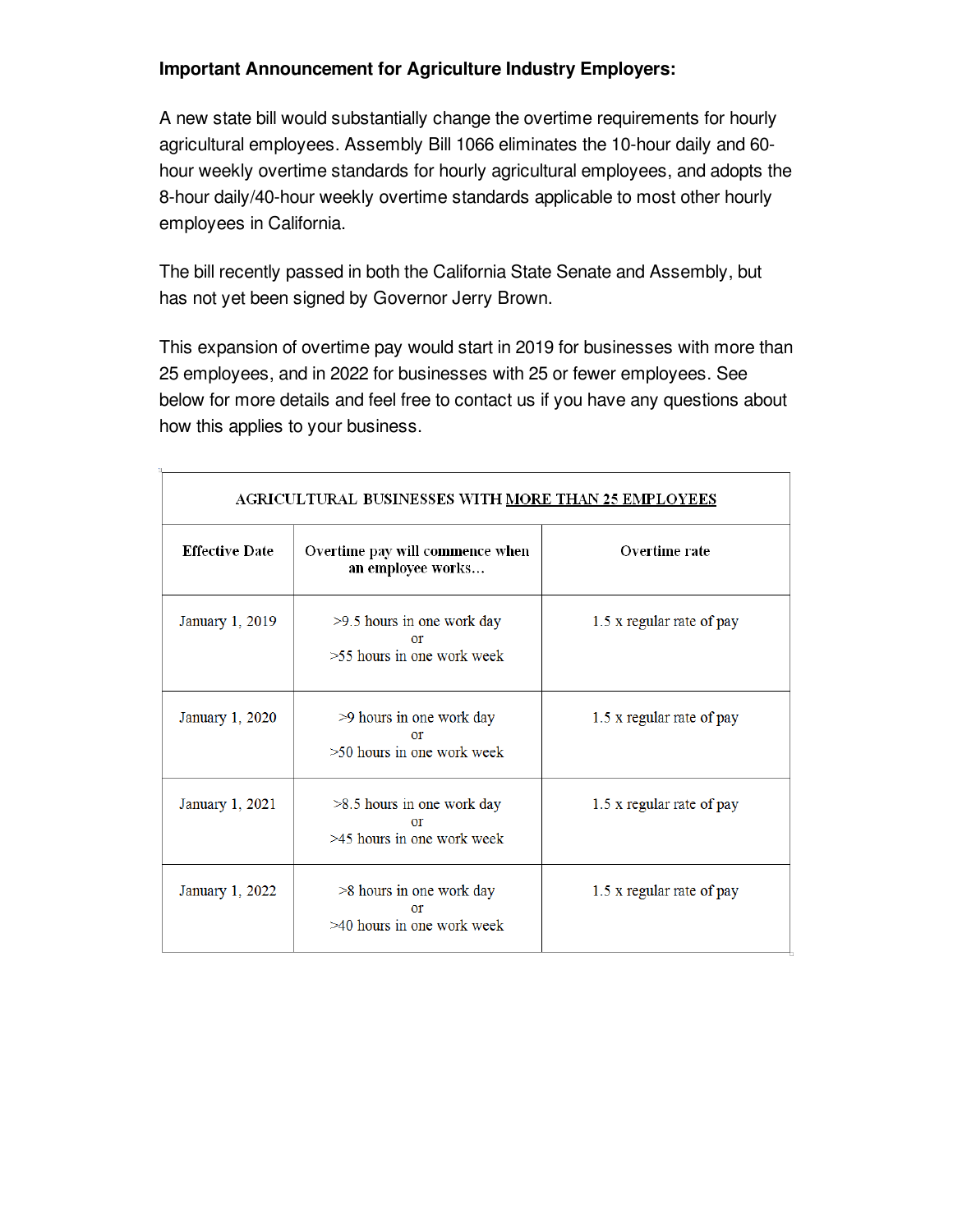**Important Announcement for Agriculture Industry Employers:**

A new state bill would substantially change the overtime requirements for hourly agricultural employees. Assembly Bill 1066 eliminates the 10-hour daily and 60-hour weekly overtime standards for hourly agricultural employees, and adopts the 8-hour daily/40-hour weekly overtime standards applicable to most other hourly employees in California.

The bill recently passed in both the California State Senate and Assembly, but has not yet been signed by Governor Jerry Brown.

This expansion of overtime pay would start in 2019 for businesses with more than 25 employees, and in 2022 for businesses with 25 or fewer employees. See below for more details and feel free to contact us if you have any questions about how this applies to your business.

| AGRICULTURAL BUSINESSES WITH MORE THAN 25 EMPLOYEES | | |
|---|---|---|
| **Effective Date** | **Overtime pay will commence when an employee works…** | **Overtime rate** |
| January 1, 2019 | >9.5 hours in one work day or >55 hours in one work week | 1.5 x regular rate of pay |
| January 1, 2020 | >9 hours in one work day or >50 hours in one work week | 1.5 x regular rate of pay |
| January 1, 2021 | >8.5 hours in one work day or >45 hours in one work week | 1.5 x regular rate of pay |
| January 1, 2022 | >8 hours in one work day or >40 hours in one work week | 1.5 x regular rate of pay |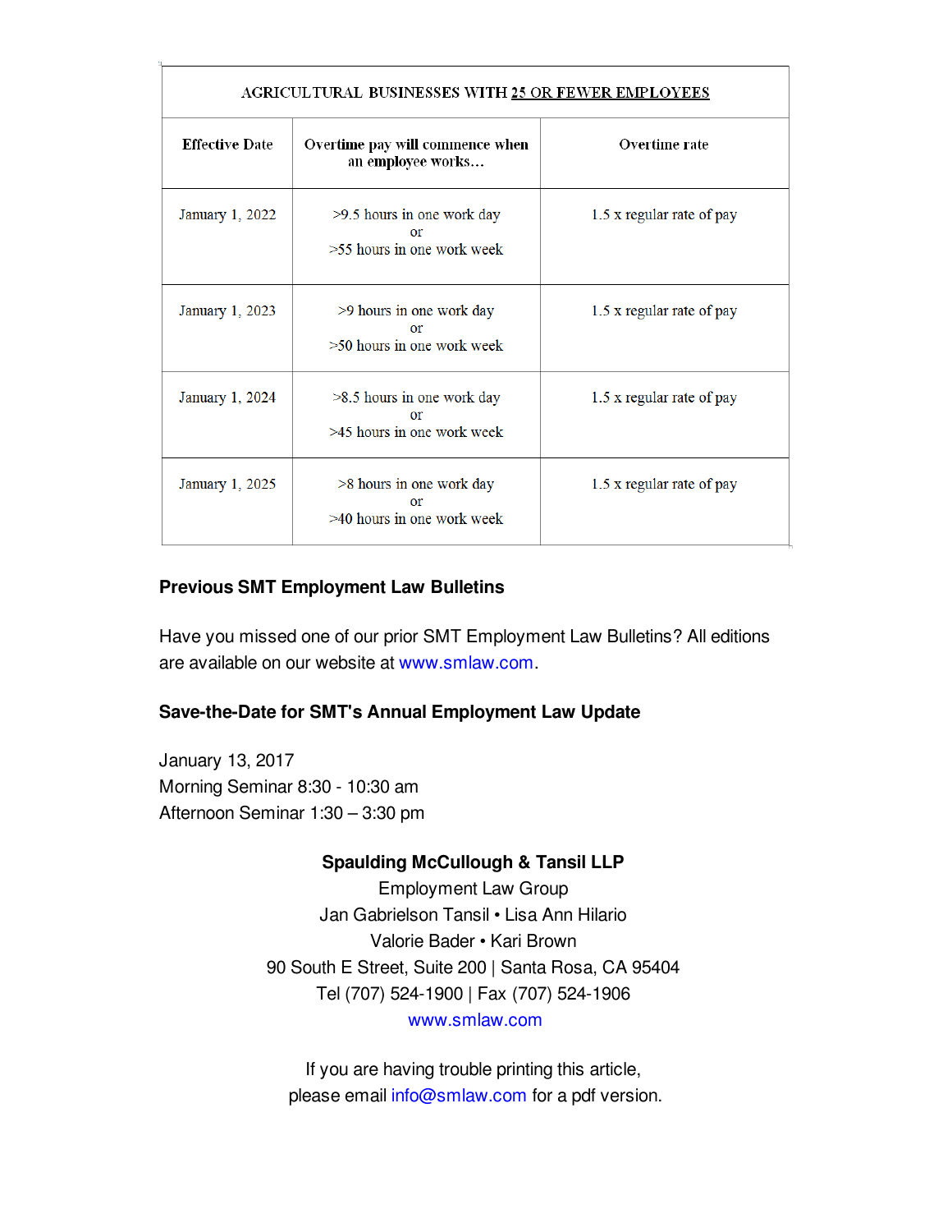| AGRICULTURAL BUSINESSES WITH 25 OR FEWER EMPLOYEES | | |
|---|---|---|
| **Effective Date** | **Overtime pay will commence when an employee works…** | **Overtime rate** |
| January 1, 2022 | >9.5 hours in one work day or >55 hours in one work week | 1.5 x regular rate of pay |
| January 1, 2023 | >9 hours in one work day or >50 hours in one work week | 1.5 x regular rate of pay |
| January 1, 2024 | >8.5 hours in one work day or >45 hours in one work week | 1.5 x regular rate of pay |
| January 1, 2025 | >8 hours in one work day or >40 hours in one work week | 1.5 x regular rate of pay |

### Previous SMT Employment Law Bulletins

Have you missed one of our prior SMT Employment Law Bulletins? All editions are available on our website at www.smlaw.com.

### Save-the-Date for SMT's Annual Employment Law Update

January 13, 2017
Morning Seminar 8:30 - 10:30 am
Afternoon Seminar 1:30 – 3:30 pm

**Spaulding McCullough & Tansil LLP**
Employment Law Group
Jan Gabrielson Tansil • Lisa Ann Hilario
Valorie Bader • Kari Brown
90 South E Street, Suite 200 | Santa Rosa, CA 95404
Tel (707) 524-1900 | Fax (707) 524-1906
www.smlaw.com

If you are having trouble printing this article,
please email info@smlaw.com for a pdf version.